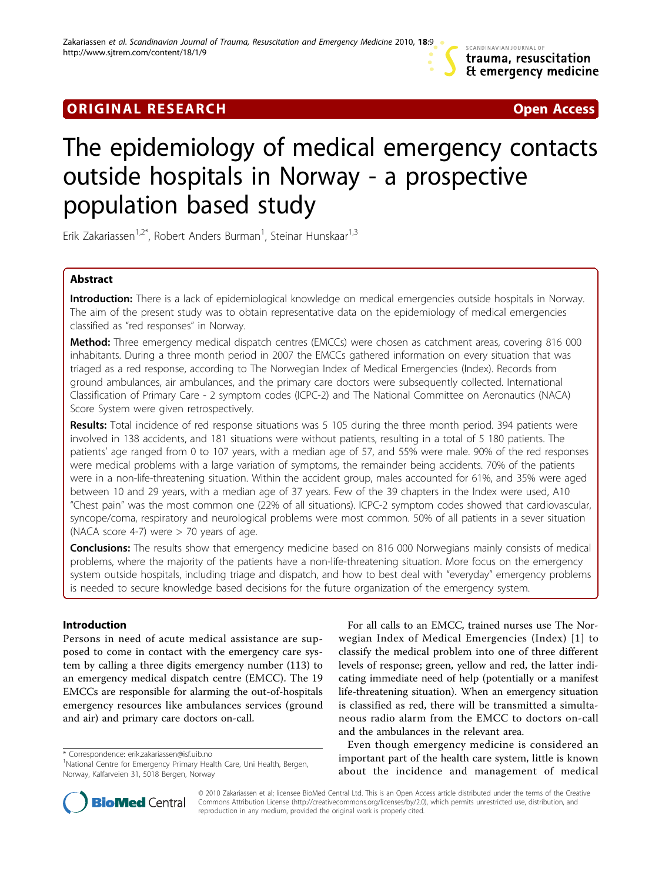ORIGINAL RESEARCH | Open Access

# The epidemiology of medical emergency contacts outside hospitals in Norway - a prospective population based study

Erik Zakariassen[1,2*], Robert Anders Burman[1], Steinar Hunskaar[1,3]

## Abstract

**Introduction:** There is a lack of epidemiological knowledge on medical emergencies outside hospitals in Norway. The aim of the present study was to obtain representative data on the epidemiology of medical emergencies classified as "red responses" in Norway.

**Method:** Three emergency medical dispatch centres (EMCCs) were chosen as catchment areas, covering 816 000 inhabitants. During a three month period in 2007 the EMCCs gathered information on every situation that was triaged as a red response, according to The Norwegian Index of Medical Emergencies (Index). Records from ground ambulances, air ambulances, and the primary care doctors were subsequently collected. International Classification of Primary Care - 2 symptom codes (ICPC-2) and The National Committee on Aeronautics (NACA) Score System were given retrospectively.

**Results:** Total incidence of red response situations was 5 105 during the three month period. 394 patients were involved in 138 accidents, and 181 situations were without patients, resulting in a total of 5 180 patients. The patients' age ranged from 0 to 107 years, with a median age of 57, and 55% were male. 90% of the red responses were medical problems with a large variation of symptoms, the remainder being accidents. 70% of the patients were in a non-life-threatening situation. Within the accident group, males accounted for 61%, and 35% were aged between 10 and 29 years, with a median age of 37 years. Few of the 39 chapters in the Index were used, A10 "Chest pain" was the most common one (22% of all situations). ICPC-2 symptom codes showed that cardiovascular, syncope/coma, respiratory and neurological problems were most common. 50% of all patients in a sever situation (NACA score 4-7) were > 70 years of age.

**Conclusions:** The results show that emergency medicine based on 816 000 Norwegians mainly consists of medical problems, where the majority of the patients have a non-life-threatening situation. More focus on the emergency system outside hospitals, including triage and dispatch, and how to best deal with "everyday" emergency problems is needed to secure knowledge based decisions for the future organization of the emergency system.

## Introduction

Persons in need of acute medical assistance are supposed to come in contact with the emergency care system by calling a three digits emergency number (113) to an emergency medical dispatch centre (EMCC). The 19 EMCCs are responsible for alarming the out-of-hospitals emergency resources like ambulances services (ground and air) and primary care doctors on-call.

For all calls to an EMCC, trained nurses use The Norwegian Index of Medical Emergencies (Index) [1] to classify the medical problem into one of three different levels of response; green, yellow and red, the latter indicating immediate need of help (potentially or a manifest life-threatening situation). When an emergency situation is classified as red, there will be transmitted a simultaneous radio alarm from the EMCC to doctors on-call and the ambulances in the relevant area.

Even though emergency medicine is considered an important part of the health care system, little is known about the incidence and management of medical

\* Correspondence: erik.zakariassen@isf.uib.no
[1]National Centre for Emergency Primary Health Care, Uni Health, Bergen, Norway, Kalfarveien 31, 5018 Bergen, Norway

© 2010 Zakariassen et al; licensee BioMed Central Ltd. This is an Open Access article distributed under the terms of the Creative Commons Attribution License (http://creativecommons.org/licenses/by/2.0), which permits unrestricted use, distribution, and reproduction in any medium, provided the original work is properly cited.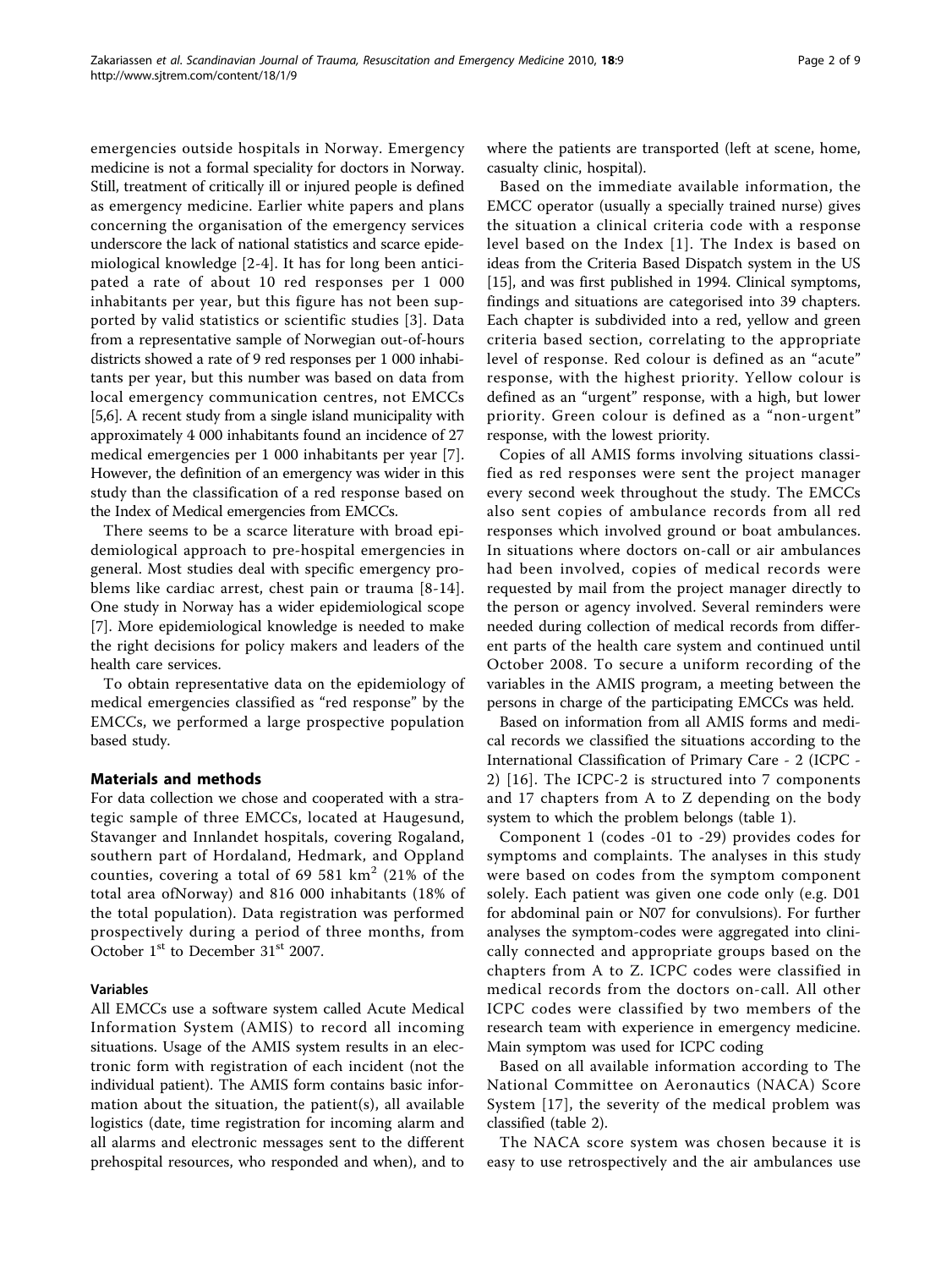emergencies outside hospitals in Norway. Emergency medicine is not a formal speciality for doctors in Norway. Still, treatment of critically ill or injured people is defined as emergency medicine. Earlier white papers and plans concerning the organisation of the emergency services underscore the lack of national statistics and scarce epidemiological knowledge [2-4]. It has for long been anticipated a rate of about 10 red responses per 1 000 inhabitants per year, but this figure has not been supported by valid statistics or scientific studies [3]. Data from a representative sample of Norwegian out-of-hours districts showed a rate of 9 red responses per 1 000 inhabitants per year, but this number was based on data from local emergency communication centres, not EMCCs [5,6]. A recent study from a single island municipality with approximately 4 000 inhabitants found an incidence of 27 medical emergencies per 1 000 inhabitants per year [7]. However, the definition of an emergency was wider in this study than the classification of a red response based on the Index of Medical emergencies from EMCCs.

There seems to be a scarce literature with broad epidemiological approach to pre-hospital emergencies in general. Most studies deal with specific emergency problems like cardiac arrest, chest pain or trauma [8-14]. One study in Norway has a wider epidemiological scope [7]. More epidemiological knowledge is needed to make the right decisions for policy makers and leaders of the health care services.

To obtain representative data on the epidemiology of medical emergencies classified as "red response" by the EMCCs, we performed a large prospective population based study.

## Materials and methods

For data collection we chose and cooperated with a strategic sample of three EMCCs, located at Haugesund, Stavanger and Innlandet hospitals, covering Rogaland, southern part of Hordaland, Hedmark, and Oppland counties, covering a total of 69 581 km$^2$ (21% of the total area ofNorway) and 816 000 inhabitants (18% of the total population). Data registration was performed prospectively during a period of three months, from October 1st to December 31st 2007.

### Variables

All EMCCs use a software system called Acute Medical Information System (AMIS) to record all incoming situations. Usage of the AMIS system results in an electronic form with registration of each incident (not the individual patient). The AMIS form contains basic information about the situation, the patient(s), all available logistics (date, time registration for incoming alarm and all alarms and electronic messages sent to the different prehospital resources, who responded and when), and to where the patients are transported (left at scene, home, casualty clinic, hospital).

Based on the immediate available information, the EMCC operator (usually a specially trained nurse) gives the situation a clinical criteria code with a response level based on the Index [1]. The Index is based on ideas from the Criteria Based Dispatch system in the US [15], and was first published in 1994. Clinical symptoms, findings and situations are categorised into 39 chapters. Each chapter is subdivided into a red, yellow and green criteria based section, correlating to the appropriate level of response. Red colour is defined as an "acute" response, with the highest priority. Yellow colour is defined as an "urgent" response, with a high, but lower priority. Green colour is defined as a "non-urgent" response, with the lowest priority.

Copies of all AMIS forms involving situations classified as red responses were sent the project manager every second week throughout the study. The EMCCs also sent copies of ambulance records from all red responses which involved ground or boat ambulances. In situations where doctors on-call or air ambulances had been involved, copies of medical records were requested by mail from the project manager directly to the person or agency involved. Several reminders were needed during collection of medical records from different parts of the health care system and continued until October 2008. To secure a uniform recording of the variables in the AMIS program, a meeting between the persons in charge of the participating EMCCs was held.

Based on information from all AMIS forms and medical records we classified the situations according to the International Classification of Primary Care - 2 (ICPC - 2) [16]. The ICPC-2 is structured into 7 components and 17 chapters from A to Z depending on the body system to which the problem belongs (table 1).

Component 1 (codes -01 to -29) provides codes for symptoms and complaints. The analyses in this study were based on codes from the symptom component solely. Each patient was given one code only (e.g. D01 for abdominal pain or N07 for convulsions). For further analyses the symptom-codes were aggregated into clinically connected and appropriate groups based on the chapters from A to Z. ICPC codes were classified in medical records from the doctors on-call. All other ICPC codes were classified by two members of the research team with experience in emergency medicine. Main symptom was used for ICPC coding

Based on all available information according to The National Committee on Aeronautics (NACA) Score System [17], the severity of the medical problem was classified (table 2).

The NACA score system was chosen because it is easy to use retrospectively and the air ambulances use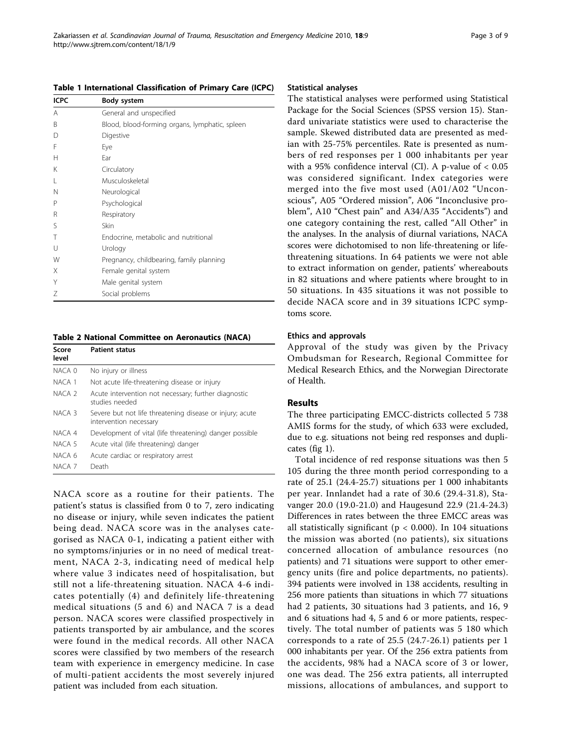**Table 1 International Classification of Primary Care (ICPC)**

| ICPC | Body system |
| --- | --- |
| A | General and unspecified |
| B | Blood, blood-forming organs, lymphatic, spleen |
| D | Digestive |
| F | Eye |
| H | Ear |
| K | Circulatory |
| L | Musculoskeletal |
| N | Neurological |
| P | Psychological |
| R | Respiratory |
| S | Skin |
| T | Endocrine, metabolic and nutritional |
| U | Urology |
| W | Pregnancy, childbearing, family planning |
| X | Female genital system |
| Y | Male genital system |
| Z | Social problems |

**Table 2 National Committee on Aeronautics (NACA)**

| Score level | Patient status |
| --- | --- |
| NACA 0 | No injury or illness |
| NACA 1 | Not acute life-threatening disease or injury |
| NACA 2 | Acute intervention not necessary; further diagnostic studies needed |
| NACA 3 | Severe but not life threatening disease or injury; acute intervention necessary |
| NACA 4 | Development of vital (life threatening) danger possible |
| NACA 5 | Acute vital (life threatening) danger |
| NACA 6 | Acute cardiac or respiratory arrest |
| NACA 7 | Death |

NACA score as a routine for their patients. The patient's status is classified from 0 to 7, zero indicating no disease or injury, while seven indicates the patient being dead. NACA score was in the analyses categorised as NACA 0-1, indicating a patient either with no symptoms/injuries or in no need of medical treatment, NACA 2-3, indicating need of medical help where value 3 indicates need of hospitalisation, but still not a life-threatening situation. NACA 4-6 indicates potentially (4) and definitely life-threatening medical situations (5 and 6) and NACA 7 is a dead person. NACA scores were classified prospectively in patients transported by air ambulance, and the scores were found in the medical records. All other NACA scores were classified by two members of the research team with experience in emergency medicine. In case of multi-patient accidents the most severely injured patient was included from each situation.

### Statistical analyses

The statistical analyses were performed using Statistical Package for the Social Sciences (SPSS version 15). Standard univariate statistics were used to characterise the sample. Skewed distributed data are presented as median with 25-75% percentiles. Rate is presented as numbers of red responses per 1 000 inhabitants per year with a 95% confidence interval (CI). A p-value of $< 0.05$ was considered significant. Index categories were merged into the five most used (A01/A02 "Unconscious", A05 "Ordered mission", A06 "Inconclusive problem", A10 "Chest pain" and A34/A35 "Accidents") and one category containing the rest, called "All Other" in the analyses. In the analysis of diurnal variations, NACA scores were dichotomised to non life-threatening or life-threatening situations. In 64 patients we were not able to extract information on gender, patients' whereabouts in 82 situations and where patients where brought to in 50 situations. In 435 situations it was not possible to decide NACA score and in 39 situations ICPC symptoms score.

### Ethics and approvals

Approval of the study was given by the Privacy Ombudsman for Research, Regional Committee for Medical Research Ethics, and the Norwegian Directorate of Health.

## Results

The three participating EMCC-districts collected 5 738 AMIS forms for the study, of which 633 were excluded, due to e.g. situations not being red responses and duplicates (fig 1).

Total incidence of red response situations was then 5 105 during the three month period corresponding to a rate of 25.1 (24.4-25.7) situations per 1 000 inhabitants per year. Innlandet had a rate of 30.6 (29.4-31.8), Stavanger 20.0 (19.0-21.0) and Haugesund 22.9 (21.4-24.3) Differences in rates between the three EMCC areas was all statistically significant ($p < 0.000$). In 104 situations the mission was aborted (no patients), six situations concerned allocation of ambulance resources (no patients) and 71 situations were support to other emergency units (fire and police departments, no patients). 394 patients were involved in 138 accidents, resulting in 256 more patients than situations in which 77 situations had 2 patients, 30 situations had 3 patients, and 16, 9 and 6 situations had 4, 5 and 6 or more patients, respectively. The total number of patients was 5 180 which corresponds to a rate of 25.5 (24.7-26.1) patients per 1 000 inhabitants per year. Of the 256 extra patients from the accidents, 98% had a NACA score of 3 or lower, one was dead. The 256 extra patients, all interrupted missions, allocations of ambulances, and support to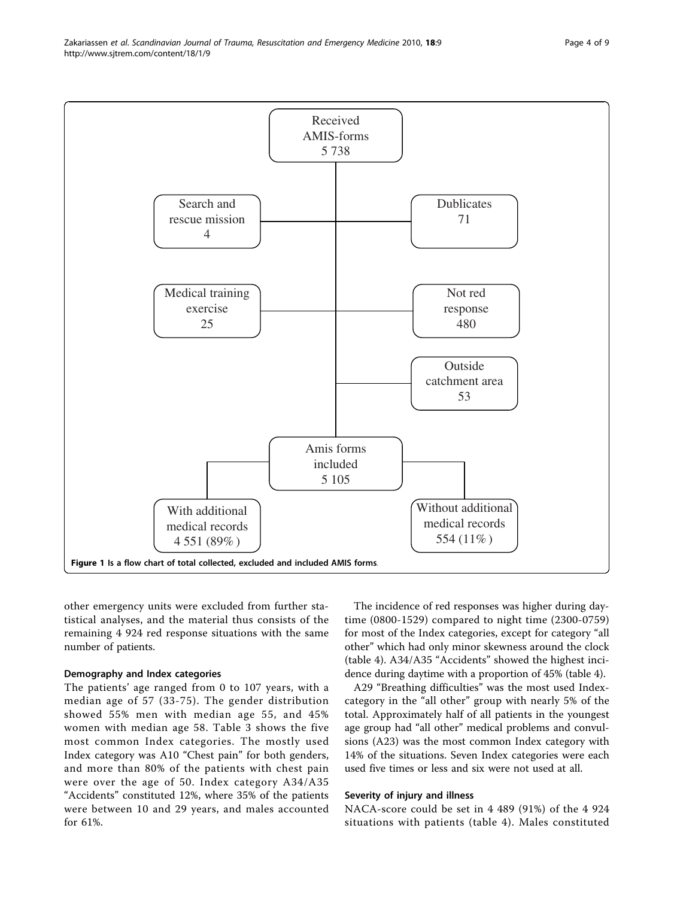Received AMIS-forms 5 738

Search and rescue mission 4

Dublicates 71

Medical training exercise 25

Not red response 480

Outside catchment area 53

Amis forms included 5 105

With additional medical records 4 551 (89%)

Without additional medical records 554 (11%)

**Figure 1** Is a flow chart of total collected, excluded and included AMIS forms.

other emergency units were excluded from further statistical analyses, and the material thus consists of the remaining 4 924 red response situations with the same number of patients.

### Demography and Index categories

The patients' age ranged from 0 to 107 years, with a median age of 57 (33-75). The gender distribution showed 55% men with median age 55, and 45% women with median age 58. Table 3 shows the five most common Index categories. The mostly used Index category was A10 "Chest pain" for both genders, and more than 80% of the patients with chest pain were over the age of 50. Index category A34/A35 "Accidents" constituted 12%, where 35% of the patients were between 10 and 29 years, and males accounted for 61%.

The incidence of red responses was higher during daytime (0800-1529) compared to night time (2300-0759) for most of the Index categories, except for category "all other" which had only minor skewness around the clock (table 4). A34/A35 "Accidents" showed the highest incidence during daytime with a proportion of 45% (table 4).

A29 "Breathing difficulties" was the most used Index-category in the "all other" group with nearly 5% of the total. Approximately half of all patients in the youngest age group had "all other" medical problems and convulsions (A23) was the most common Index category with 14% of the situations. Seven Index categories were each used five times or less and six were not used at all.

### Severity of injury and illness

NACA-score could be set in 4 489 (91%) of the 4 924 situations with patients (table 4). Males constituted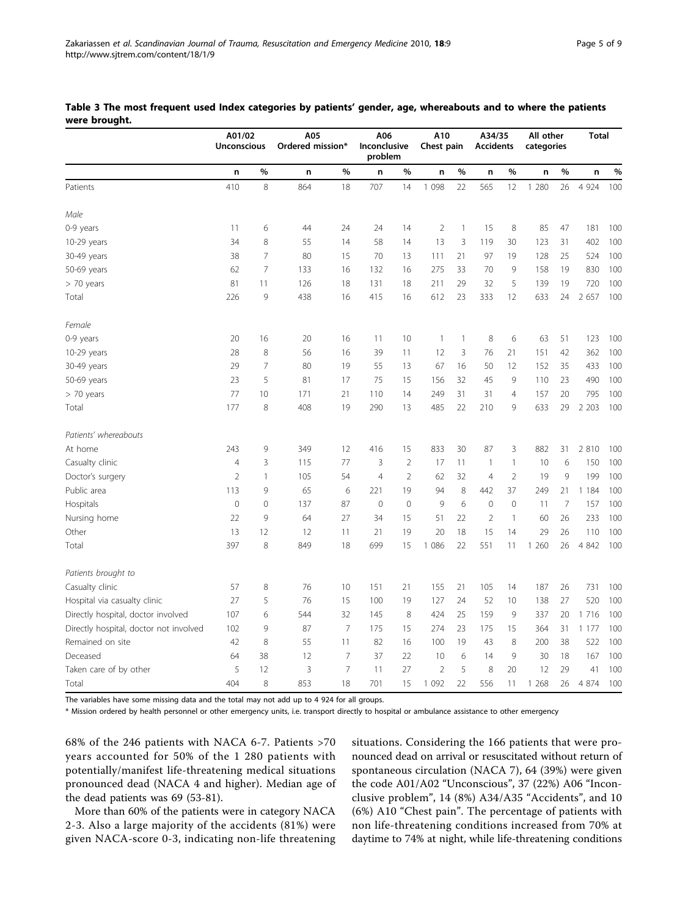**Table 3 The most frequent used Index categories by patients' gender, age, whereabouts and to where the patients were brought.**

| | A01/02 Unconscious | | A05 Ordered mission* | | A06 Inconclusive problem | | A10 Chest pain | | A34/35 Accidents | | All other categories | | Total | |
|---|---|---|---|---|---|---|---|---|---|---|---|---|---|---|
| | n | % | n | % | n | % | n | % | n | % | n | % | n | % |
| Patients | 410 | 8 | 864 | 18 | 707 | 14 | 1 098 | 22 | 565 | 12 | 1 280 | 26 | 4 924 | 100 |
| *Male* | | | | | | | | | | | | | | |
| 0-9 years | 11 | 6 | 44 | 24 | 24 | 14 | 2 | 1 | 15 | 8 | 85 | 47 | 181 | 100 |
| 10-29 years | 34 | 8 | 55 | 14 | 58 | 14 | 13 | 3 | 119 | 30 | 123 | 31 | 402 | 100 |
| 30-49 years | 38 | 7 | 80 | 15 | 70 | 13 | 111 | 21 | 97 | 19 | 128 | 25 | 524 | 100 |
| 50-69 years | 62 | 7 | 133 | 16 | 132 | 16 | 275 | 33 | 70 | 9 | 158 | 19 | 830 | 100 |
| > 70 years | 81 | 11 | 126 | 18 | 131 | 18 | 211 | 29 | 32 | 5 | 139 | 19 | 720 | 100 |
| Total | 226 | 9 | 438 | 16 | 415 | 16 | 612 | 23 | 333 | 12 | 633 | 24 | 2 657 | 100 |
| *Female* | | | | | | | | | | | | | | |
| 0-9 years | 20 | 16 | 20 | 16 | 11 | 10 | 1 | 1 | 8 | 6 | 63 | 51 | 123 | 100 |
| 10-29 years | 28 | 8 | 56 | 16 | 39 | 11 | 12 | 3 | 76 | 21 | 151 | 42 | 362 | 100 |
| 30-49 years | 29 | 7 | 80 | 19 | 55 | 13 | 67 | 16 | 50 | 12 | 152 | 35 | 433 | 100 |
| 50-69 years | 23 | 5 | 81 | 17 | 75 | 15 | 156 | 32 | 45 | 9 | 110 | 23 | 490 | 100 |
| > 70 years | 77 | 10 | 171 | 21 | 110 | 14 | 249 | 31 | 31 | 4 | 157 | 20 | 795 | 100 |
| Total | 177 | 8 | 408 | 19 | 290 | 13 | 485 | 22 | 210 | 9 | 633 | 29 | 2 203 | 100 |
| *Patients' whereabouts* | | | | | | | | | | | | | | |
| At home | 243 | 9 | 349 | 12 | 416 | 15 | 833 | 30 | 87 | 3 | 882 | 31 | 2 810 | 100 |
| Casualty clinic | 4 | 3 | 115 | 77 | 3 | 2 | 17 | 11 | 1 | 1 | 10 | 6 | 150 | 100 |
| Doctor's surgery | 2 | 1 | 105 | 54 | 4 | 2 | 62 | 32 | 4 | 2 | 19 | 9 | 199 | 100 |
| Public area | 113 | 9 | 65 | 6 | 221 | 19 | 94 | 8 | 442 | 37 | 249 | 21 | 1 184 | 100 |
| Hospitals | 0 | 0 | 137 | 87 | 0 | 0 | 9 | 6 | 0 | 0 | 11 | 7 | 157 | 100 |
| Nursing home | 22 | 9 | 64 | 27 | 34 | 15 | 51 | 22 | 2 | 1 | 60 | 26 | 233 | 100 |
| Other | 13 | 12 | 12 | 11 | 21 | 19 | 20 | 18 | 15 | 14 | 29 | 26 | 110 | 100 |
| Total | 397 | 8 | 849 | 18 | 699 | 15 | 1 086 | 22 | 551 | 11 | 1 260 | 26 | 4 842 | 100 |
| *Patients brought to* | | | | | | | | | | | | | | |
| Casualty clinic | 57 | 8 | 76 | 10 | 151 | 21 | 155 | 21 | 105 | 14 | 187 | 26 | 731 | 100 |
| Hospital via casualty clinic | 27 | 5 | 76 | 15 | 100 | 19 | 127 | 24 | 52 | 10 | 138 | 27 | 520 | 100 |
| Directly hospital, doctor involved | 107 | 6 | 544 | 32 | 145 | 8 | 424 | 25 | 159 | 9 | 337 | 20 | 1 716 | 100 |
| Directly hospital, doctor not involved | 102 | 9 | 87 | 7 | 175 | 15 | 274 | 23 | 175 | 15 | 364 | 31 | 1 177 | 100 |
| Remained on site | 42 | 8 | 55 | 11 | 82 | 16 | 100 | 19 | 43 | 8 | 200 | 38 | 522 | 100 |
| Deceased | 64 | 38 | 12 | 7 | 37 | 22 | 10 | 6 | 14 | 9 | 30 | 18 | 167 | 100 |
| Taken care of by other | 5 | 12 | 3 | 7 | 11 | 27 | 2 | 5 | 8 | 20 | 12 | 29 | 41 | 100 |
| Total | 404 | 8 | 853 | 18 | 701 | 15 | 1 092 | 22 | 556 | 11 | 1 268 | 26 | 4 874 | 100 |

The variables have some missing data and the total may not add up to 4 924 for all groups.

\* Mission ordered by health personnel or other emergency units, i.e. transport directly to hospital or ambulance assistance to other emergency

68% of the 246 patients with NACA 6-7. Patients >70 years accounted for 50% of the 1 280 patients with potentially/manifest life-threatening medical situations pronounced dead (NACA 4 and higher). Median age of the dead patients was 69 (53-81).

More than 60% of the patients were in category NACA 2-3. Also a large majority of the accidents (81%) were given NACA-score 0-3, indicating non-life threatening situations. Considering the 166 patients that were pronounced dead on arrival or resuscitated without return of spontaneous circulation (NACA 7), 64 (39%) were given the code A01/A02 "Unconscious", 37 (22%) A06 "Inconclusive problem", 14 (8%) A34/A35 "Accidents", and 10 (6%) A10 "Chest pain". The percentage of patients with non life-threatening conditions increased from 70% at daytime to 74% at night, while life-threatening conditions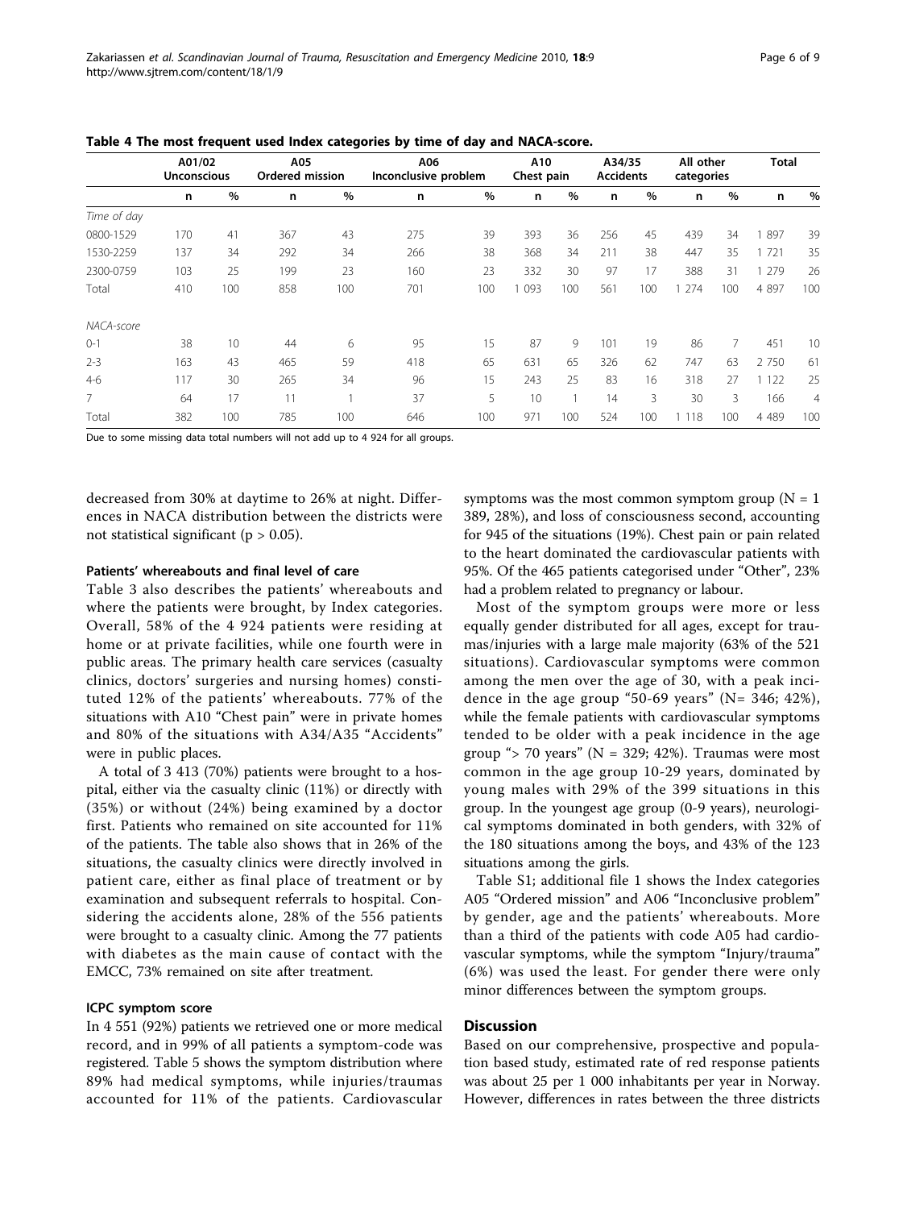**Table 4 The most frequent used Index categories by time of day and NACA-score.**

| | A01/02 Unconscious | | A05 Ordered mission | | A06 Inconclusive problem | | A10 Chest pain | | A34/35 Accidents | | All other categories | | Total | |
|---|---|---|---|---|---|---|---|---|---|---|---|---|---|---|
| | n | % | n | % | n | % | n | % | n | % | n | % | n | % |
| *Time of day* | | | | | | | | | | | | | | |
| 0800-1529 | 170 | 41 | 367 | 43 | 275 | 39 | 393 | 36 | 256 | 45 | 439 | 34 | 1 897 | 39 |
| 1530-2259 | 137 | 34 | 292 | 34 | 266 | 38 | 368 | 34 | 211 | 38 | 447 | 35 | 1 721 | 35 |
| 2300-0759 | 103 | 25 | 199 | 23 | 160 | 23 | 332 | 30 | 97 | 17 | 388 | 31 | 1 279 | 26 |
| Total | 410 | 100 | 858 | 100 | 701 | 100 | 1 093 | 100 | 561 | 100 | 1 274 | 100 | 4 897 | 100 |
| *NACA-score* | | | | | | | | | | | | | | |
| 0-1 | 38 | 10 | 44 | 6 | 95 | 15 | 87 | 9 | 101 | 19 | 86 | 7 | 451 | 10 |
| 2-3 | 163 | 43 | 465 | 59 | 418 | 65 | 631 | 65 | 326 | 62 | 747 | 63 | 2 750 | 61 |
| 4-6 | 117 | 30 | 265 | 34 | 96 | 15 | 243 | 25 | 83 | 16 | 318 | 27 | 1 122 | 25 |
| 7 | 64 | 17 | 11 | 1 | 37 | 5 | 10 | 1 | 14 | 3 | 30 | 3 | 166 | 4 |
| Total | 382 | 100 | 785 | 100 | 646 | 100 | 971 | 100 | 524 | 100 | 1 118 | 100 | 4 489 | 100 |

Due to some missing data total numbers will not add up to 4 924 for all groups.

decreased from 30% at daytime to 26% at night. Differences in NACA distribution between the districts were not statistical significant ($p > 0.05$).

#### Patients' whereabouts and final level of care

Table 3 also describes the patients' whereabouts and where the patients were brought, by Index categories. Overall, 58% of the 4 924 patients were residing at home or at private facilities, while one fourth were in public areas. The primary health care services (casualty clinics, doctors' surgeries and nursing homes) constituted 12% of the patients' whereabouts. 77% of the situations with A10 "Chest pain" were in private homes and 80% of the situations with A34/A35 "Accidents" were in public places.

A total of 3 413 (70%) patients were brought to a hospital, either via the casualty clinic (11%) or directly with (35%) or without (24%) being examined by a doctor first. Patients who remained on site accounted for 11% of the patients. The table also shows that in 26% of the situations, the casualty clinics were directly involved in patient care, either as final place of treatment or by examination and subsequent referrals to hospital. Considering the accidents alone, 28% of the 556 patients were brought to a casualty clinic. Among the 77 patients with diabetes as the main cause of contact with the EMCC, 73% remained on site after treatment.

#### ICPC symptom score

In 4 551 (92%) patients we retrieved one or more medical record, and in 99% of all patients a symptom-code was registered. Table 5 shows the symptom distribution where 89% had medical symptoms, while injuries/traumas accounted for 11% of the patients. Cardiovascular symptoms was the most common symptom group (N = 1 389, 28%), and loss of consciousness second, accounting for 945 of the situations (19%). Chest pain or pain related to the heart dominated the cardiovascular patients with 95%. Of the 465 patients categorised under "Other", 23% had a problem related to pregnancy or labour.

Most of the symptom groups were more or less equally gender distributed for all ages, except for traumas/injuries with a large male majority (63% of the 521 situations). Cardiovascular symptoms were common among the men over the age of 30, with a peak incidence in the age group "50-69 years" (N= 346; 42%), while the female patients with cardiovascular symptoms tended to be older with a peak incidence in the age group "> 70 years" (N = 329; 42%). Traumas were most common in the age group 10-29 years, dominated by young males with 29% of the 399 situations in this group. In the youngest age group (0-9 years), neurological symptoms dominated in both genders, with 32% of the 180 situations among the boys, and 43% of the 123 situations among the girls.

Table S1; additional file 1 shows the Index categories A05 "Ordered mission" and A06 "Inconclusive problem" by gender, age and the patients' whereabouts. More than a third of the patients with code A05 had cardiovascular symptoms, while the symptom "Injury/trauma" (6%) was used the least. For gender there were only minor differences between the symptom groups.

## Discussion

Based on our comprehensive, prospective and population based study, estimated rate of red response patients was about 25 per 1 000 inhabitants per year in Norway. However, differences in rates between the three districts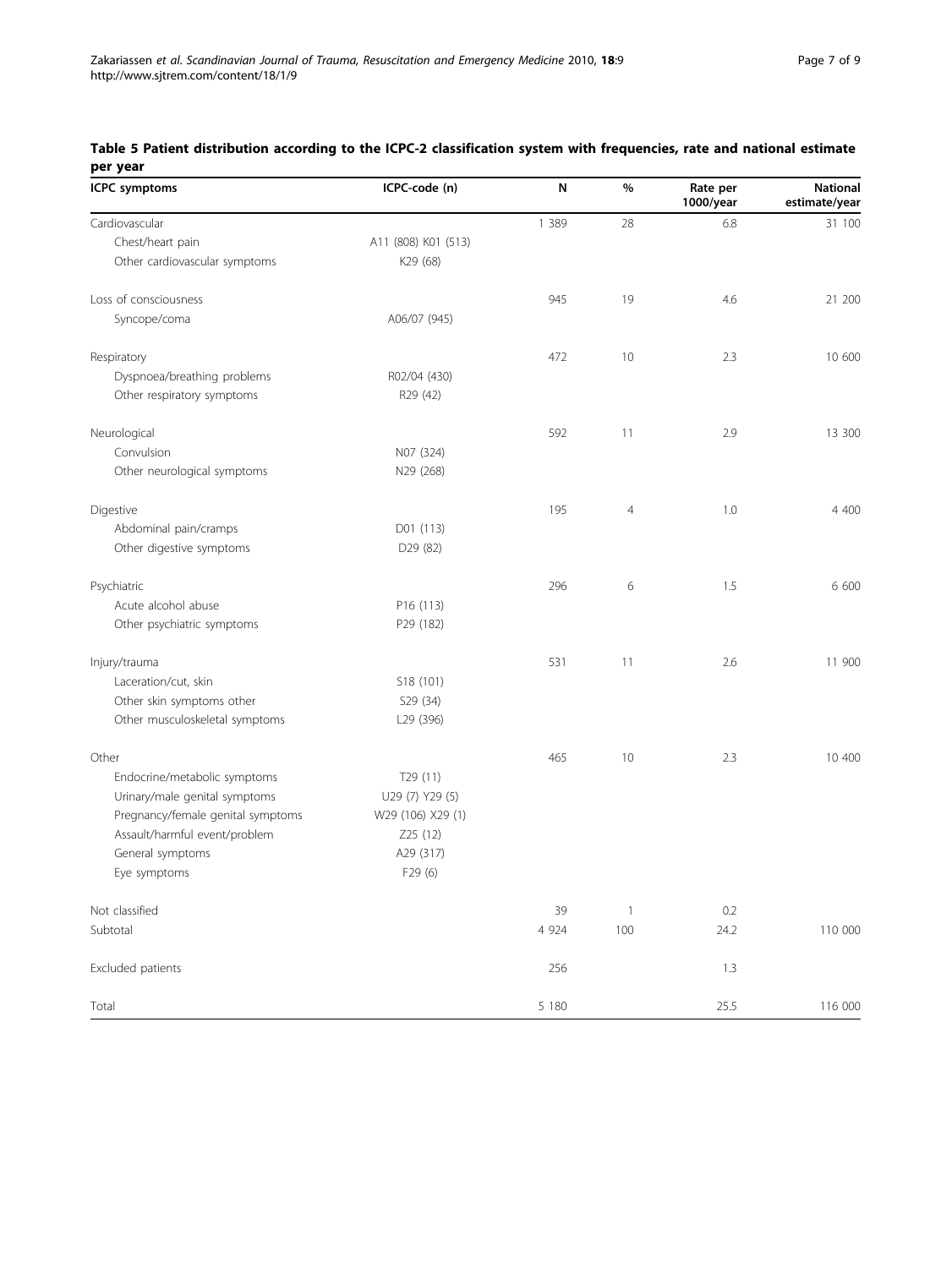**Table 5 Patient distribution according to the ICPC-2 classification system with frequencies, rate and national estimate per year**

| ICPC symptoms | ICPC-code (n) | N | % | Rate per 1000/year | National estimate/year |
|---|---|---|---|---|---|
| Cardiovascular | | 1 389 | 28 | 6.8 | 31 100 |
| Chest/heart pain | A11 (808) K01 (513) | | | | |
| Other cardiovascular symptoms | K29 (68) | | | | |
| Loss of consciousness | | 945 | 19 | 4.6 | 21 200 |
| Syncope/coma | A06/07 (945) | | | | |
| Respiratory | | 472 | 10 | 2.3 | 10 600 |
| Dyspnoea/breathing problems | R02/04 (430) | | | | |
| Other respiratory symptoms | R29 (42) | | | | |
| Neurological | | 592 | 11 | 2.9 | 13 300 |
| Convulsion | N07 (324) | | | | |
| Other neurological symptoms | N29 (268) | | | | |
| Digestive | | 195 | 4 | 1.0 | 4 400 |
| Abdominal pain/cramps | D01 (113) | | | | |
| Other digestive symptoms | D29 (82) | | | | |
| Psychiatric | | 296 | 6 | 1.5 | 6 600 |
| Acute alcohol abuse | P16 (113) | | | | |
| Other psychiatric symptoms | P29 (182) | | | | |
| Injury/trauma | | 531 | 11 | 2.6 | 11 900 |
| Laceration/cut, skin | S18 (101) | | | | |
| Other skin symptoms other | S29 (34) | | | | |
| Other musculoskeletal symptoms | L29 (396) | | | | |
| Other | | 465 | 10 | 2.3 | 10 400 |
| Endocrine/metabolic symptoms | T29 (11) | | | | |
| Urinary/male genital symptoms | U29 (7) Y29 (5) | | | | |
| Pregnancy/female genital symptoms | W29 (106) X29 (1) | | | | |
| Assault/harmful event/problem | Z25 (12) | | | | |
| General symptoms | A29 (317) | | | | |
| Eye symptoms | F29 (6) | | | | |
| Not classified | | 39 | 1 | 0.2 | |
| Subtotal | | 4 924 | 100 | 24.2 | 110 000 |
| Excluded patients | | 256 | | 1.3 | |
| Total | | 5 180 | | 25.5 | 116 000 |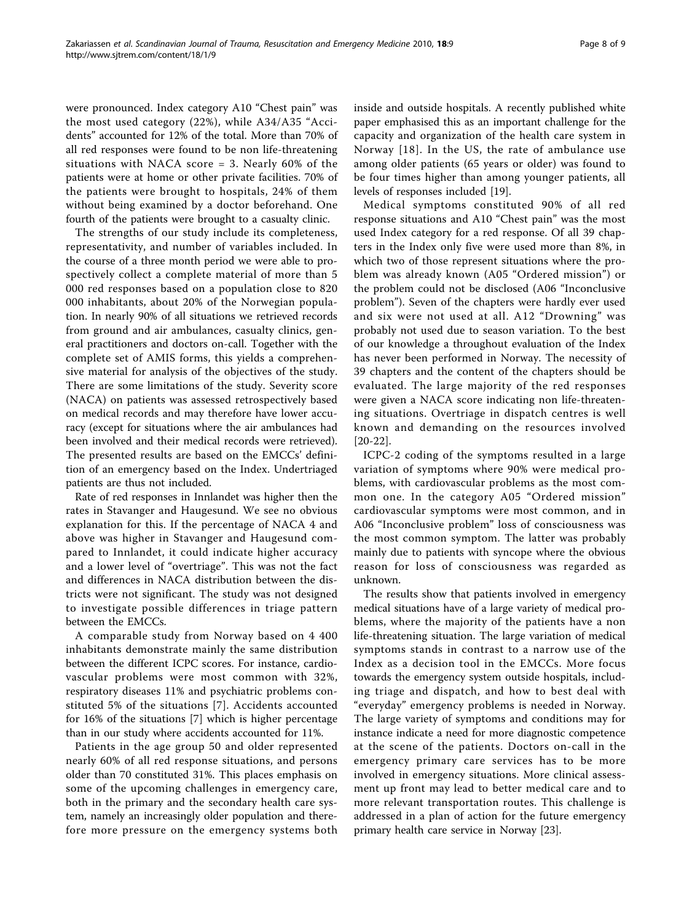were pronounced. Index category A10 "Chest pain" was the most used category (22%), while A34/A35 "Accidents" accounted for 12% of the total. More than 70% of all red responses were found to be non life-threatening situations with NACA score = 3. Nearly 60% of the patients were at home or other private facilities. 70% of the patients were brought to hospitals, 24% of them without being examined by a doctor beforehand. One fourth of the patients were brought to a casualty clinic.

The strengths of our study include its completeness, representativity, and number of variables included. In the course of a three month period we were able to prospectively collect a complete material of more than 5 000 red responses based on a population close to 820 000 inhabitants, about 20% of the Norwegian population. In nearly 90% of all situations we retrieved records from ground and air ambulances, casualty clinics, general practitioners and doctors on-call. Together with the complete set of AMIS forms, this yields a comprehensive material for analysis of the objectives of the study. There are some limitations of the study. Severity score (NACA) on patients was assessed retrospectively based on medical records and may therefore have lower accuracy (except for situations where the air ambulances had been involved and their medical records were retrieved). The presented results are based on the EMCCs' definition of an emergency based on the Index. Undertriaged patients are thus not included.

Rate of red responses in Innlandet was higher then the rates in Stavanger and Haugesund. We see no obvious explanation for this. If the percentage of NACA 4 and above was higher in Stavanger and Haugesund compared to Innlandet, it could indicate higher accuracy and a lower level of "overtriage". This was not the fact and differences in NACA distribution between the districts were not significant. The study was not designed to investigate possible differences in triage pattern between the EMCCs.

A comparable study from Norway based on 4 400 inhabitants demonstrate mainly the same distribution between the different ICPC scores. For instance, cardiovascular problems were most common with 32%, respiratory diseases 11% and psychiatric problems constituted 5% of the situations [7]. Accidents accounted for 16% of the situations [7] which is higher percentage than in our study where accidents accounted for 11%.

Patients in the age group 50 and older represented nearly 60% of all red response situations, and persons older than 70 constituted 31%. This places emphasis on some of the upcoming challenges in emergency care, both in the primary and the secondary health care system, namely an increasingly older population and therefore more pressure on the emergency systems both inside and outside hospitals. A recently published white paper emphasised this as an important challenge for the capacity and organization of the health care system in Norway [18]. In the US, the rate of ambulance use among older patients (65 years or older) was found to be four times higher than among younger patients, all levels of responses included [19].

Medical symptoms constituted 90% of all red response situations and A10 "Chest pain" was the most used Index category for a red response. Of all 39 chapters in the Index only five were used more than 8%, in which two of those represent situations where the problem was already known (A05 "Ordered mission") or the problem could not be disclosed (A06 "Inconclusive problem"). Seven of the chapters were hardly ever used and six were not used at all. A12 "Drowning" was probably not used due to season variation. To the best of our knowledge a throughout evaluation of the Index has never been performed in Norway. The necessity of 39 chapters and the content of the chapters should be evaluated. The large majority of the red responses were given a NACA score indicating non life-threatening situations. Overtriage in dispatch centres is well known and demanding on the resources involved [20-22].

ICPC-2 coding of the symptoms resulted in a large variation of symptoms where 90% were medical problems, with cardiovascular problems as the most common one. In the category A05 "Ordered mission" cardiovascular symptoms were most common, and in A06 "Inconclusive problem" loss of consciousness was the most common symptom. The latter was probably mainly due to patients with syncope where the obvious reason for loss of consciousness was regarded as unknown.

The results show that patients involved in emergency medical situations have of a large variety of medical problems, where the majority of the patients have a non life-threatening situation. The large variation of medical symptoms stands in contrast to a narrow use of the Index as a decision tool in the EMCCs. More focus towards the emergency system outside hospitals, including triage and dispatch, and how to best deal with "everyday" emergency problems is needed in Norway. The large variety of symptoms and conditions may for instance indicate a need for more diagnostic competence at the scene of the patients. Doctors on-call in the emergency primary care services has to be more involved in emergency situations. More clinical assessment up front may lead to better medical care and to more relevant transportation routes. This challenge is addressed in a plan of action for the future emergency primary health care service in Norway [23].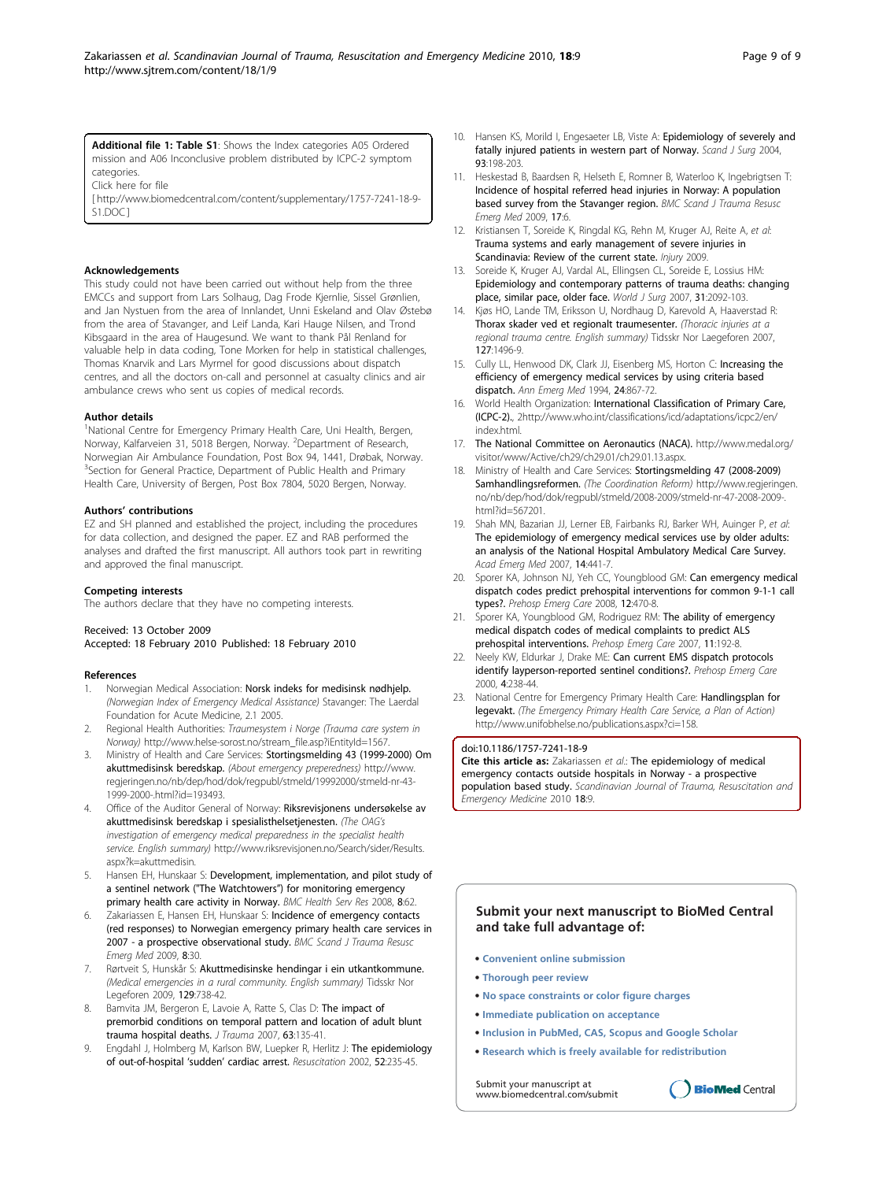**Additional file 1: Table S1**: Shows the Index categories A05 Ordered mission and A06 Inconclusive problem distributed by ICPC-2 symptom categories.
Click here for file
[ http://www.biomedcentral.com/content/supplementary/1757-7241-18-9-S1.DOC ]

### Acknowledgements

This study could not have been carried out without help from the three EMCCs and support from Lars Solhaug, Dag Frode Kjernlie, Sissel Grønlien, and Jan Nystuen from the area of Innlandet, Unni Eskeland and Olav Østebø from the area of Stavanger, and Leif Landa, Kari Hauge Nilsen, and Trond Kibsgaard in the area of Haugesund. We want to thank Pål Renland for valuable help in data coding, Tone Morken for help in statistical challenges, Thomas Knarvik and Lars Myrmel for good discussions about dispatch centres, and all the doctors on-call and personnel at casualty clinics and air ambulance crews who sent us copies of medical records.

### Author details

[1]National Centre for Emergency Primary Health Care, Uni Health, Bergen, Norway, Kalfarveien 31, 5018 Bergen, Norway. [2]Department of Research, Norwegian Air Ambulance Foundation, Post Box 94, 1441, Drøbak, Norway. [3]Section for General Practice, Department of Public Health and Primary Health Care, University of Bergen, Post Box 7804, 5020 Bergen, Norway.

### Authors' contributions

EZ and SH planned and established the project, including the procedures for data collection, and designed the paper. EZ and RAB performed the analyses and drafted the first manuscript. All authors took part in rewriting and approved the final manuscript.

### Competing interests

The authors declare that they have no competing interests.

Received: 13 October 2009
Accepted: 18 February 2010 Published: 18 February 2010

### References

1. Norwegian Medical Association: **Norsk indeks for medisinsk nødhjelp.** *(Norwegian Index of Emergency Medical Assistance)* Stavanger: The Laerdal Foundation for Acute Medicine, 2.1 2005.
2. Regional Health Authorities: *Traumesystem i Norge (Trauma care system in Norway)* http://www.helse-sorost.no/stream_file.asp?iEntityId=1567.
3. Ministry of Health and Care Services: **Stortingsmelding 43 (1999-2000) Om akuttmedisinsk beredskap.** *(About emergency preperedness)* http://www.regjeringen.no/nb/dep/hod/dok/regpubl/stmeld/19992000/stmeld-nr-43-1999-2000-.html?id=193493.
4. Office of the Auditor General of Norway: **Riksrevisjonens undersøkelse av akuttmedisinsk beredskap i spesialisthelsetjenesten.** *(The OAG's investigation of emergency medical preparedness in the specialist health service. English summary)* http://www.riksrevisjonen.no/Search/sider/Results.aspx?k=akuttmedisin.
5. Hansen EH, Hunskaar S: **Development, implementation, and pilot study of a sentinel network ("The Watchtowers") for monitoring emergency primary health care activity in Norway.** *BMC Health Serv Res* 2008, **8**:62.
6. Zakariassen E, Hansen EH, Hunskaar S: **Incidence of emergency contacts (red responses) to Norwegian emergency primary health care services in 2007 - a prospective observational study.** *BMC Scand J Trauma Resusc Emerg Med* 2009, **8**:30.
7. Rørtveit S, Hunskår S: **Akuttmedisinske hendingar i ein utkantkommune.** *(Medical emergencies in a rural community. English summary)* Tidsskr Nor Legeforen 2009, **129**:738-42.
8. Bamvita JM, Bergeron E, Lavoie A, Ratte S, Clas D: **The impact of premorbid conditions on temporal pattern and location of adult blunt trauma hospital deaths.** *J Trauma* 2007, **63**:135-41.
9. Engdahl J, Holmberg M, Karlson BW, Luepker R, Herlitz J: **The epidemiology of out-of-hospital 'sudden' cardiac arrest.** *Resuscitation* 2002, **52**:235-45.
10. Hansen KS, Morild I, Engesaeter LB, Viste A: **Epidemiology of severely and fatally injured patients in western part of Norway.** *Scand J Surg* 2004, **93**:198-203.
11. Heskestad B, Baardsen R, Helseth E, Romner B, Waterloo K, Ingebrigtsen T: **Incidence of hospital referred head injuries in Norway: A population based survey from the Stavanger region.** *BMC Scand J Trauma Resusc Emerg Med* 2009, **17**:6.
12. Kristiansen T, Soreide K, Ringdal KG, Rehn M, Kruger AJ, Reite A, *et al*: **Trauma systems and early management of severe injuries in Scandinavia: Review of the current state.** *Injury* 2009.
13. Soreide K, Kruger AJ, Vardal AL, Ellingsen CL, Soreide E, Lossius HM: **Epidemiology and contemporary patterns of trauma deaths: changing place, similar pace, older face.** *World J Surg* 2007, **31**:2092-103.
14. Kjøs HO, Lande TM, Eriksson U, Nordhaug D, Karevold A, Haaverstad R: **Thorax skader ved et regionalt traumesenter.** *(Thoracic injuries at a regional trauma centre. English summary)* Tidsskr Nor Laegeforen 2007, **127**:1496-9.
15. Cully LL, Henwood DK, Clark JJ, Eisenberg MS, Horton C: **Increasing the efficiency of emergency medical services by using criteria based dispatch.** *Ann Emerg Med* 1994, **24**:867-72.
16. World Health Organization: **International Classification of Primary Care, (ICPC-2).**, 2http://www.who.int/classifications/icd/adaptations/icpc2/en/index.html.
17. **The National Committee on Aeronautics (NACA).** http://www.medal.org/visitor/www/Active/ch29/ch29.01/ch29.01.13.aspx.
18. Ministry of Health and Care Services: **Stortingsmelding 47 (2008-2009) Samhandlingsreformen.** *(The Coordination Reform)* http://www.regjeringen.no/nb/dep/hod/dok/regpubl/stmeld/2008-2009/stmeld-nr-47-2008-2009-.html?id=567201.
19. Shah MN, Bazarian JJ, Lerner EB, Fairbanks RJ, Barker WH, Auinger P, *et al*: **The epidemiology of emergency medical services use by older adults: an analysis of the National Hospital Ambulatory Medical Care Survey.** *Acad Emerg Med* 2007, **14**:441-7.
20. Sporer KA, Johnson NJ, Yeh CC, Youngblood GM: **Can emergency medical dispatch codes predict prehospital interventions for common 9-1-1 call types?.** *Prehosp Emerg Care* 2008, **12**:470-8.
21. Sporer KA, Youngblood GM, Rodriguez RM: **The ability of emergency medical dispatch codes of medical complaints to predict ALS prehospital interventions.** *Prehosp Emerg Care* 2007, **11**:192-8.
22. Neely KW, Eldurkar J, Drake ME: **Can current EMS dispatch protocols identify layperson-reported sentinel conditions?.** *Prehosp Emerg Care* 2000, **4**:238-44.
23. National Centre for Emergency Primary Health Care: **Handlingsplan for legevakt.** *(The Emergency Primary Health Care Service, a Plan of Action)* http://www.unifobhelse.no/publications.aspx?ci=158.

doi:10.1186/1757-7241-18-9
**Cite this article as:** Zakariassen *et al.*: The epidemiology of medical emergency contacts outside hospitals in Norway - a prospective population based study. *Scandinavian Journal of Trauma, Resuscitation and Emergency Medicine* 2010 **18**:9.

**Submit your next manuscript to BioMed Central and take full advantage of:**

- Convenient online submission
- Thorough peer review
- No space constraints or color figure charges
- Immediate publication on acceptance
- Inclusion in PubMed, CAS, Scopus and Google Scholar
- Research which is freely available for redistribution

Submit your manuscript at
www.biomedcentral.com/submit

BioMed Central